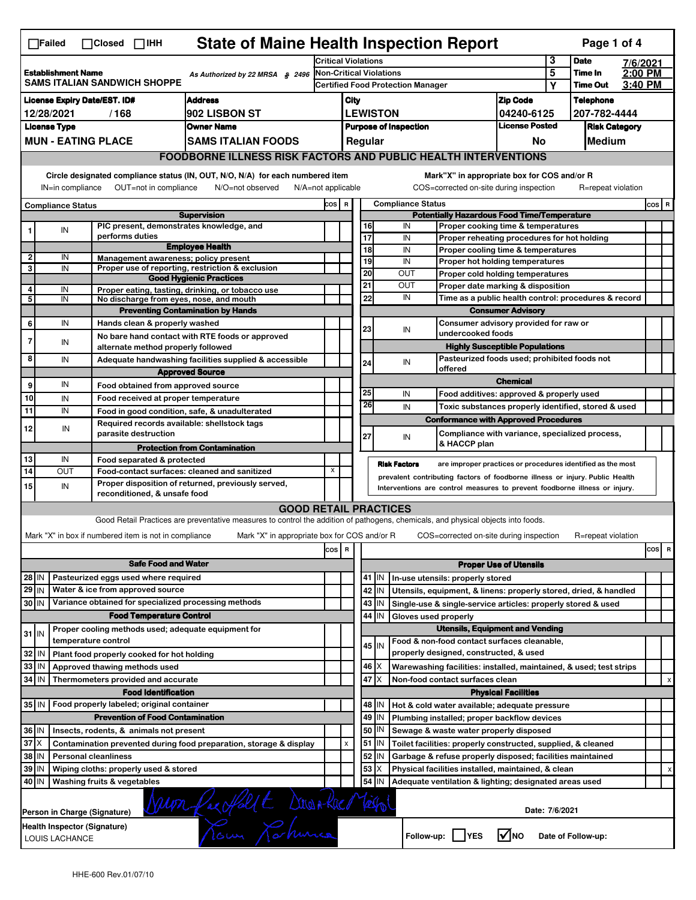☐Failed ☐Closed ☐IHH

# State of Maine Health Inspection Report

| | | | |
|---|---|---|---|
| **Establishment Name** SAMS ITALIAN SANDWICH SHOPPE | As Authorized by 22 MRSA § 2496 | Critical Violations | 3 |
| | | Non-Critical Violations | 5 |
| | | Certified Food Protection Manager | Y |

| | |
|---|---|
| **Date** | 7/6/2021 |
| **Time In** | 2:00 PM |
| **Time Out** | 3:40 PM |

| License Expiry Date/EST. ID# | Address | City | Zip Code | Telephone |
|---|---|---|---|---|
| 12/28/2021 / 168 | 902 LISBON ST | LEWISTON | 04240-6125 | 207-782-4444 |

| License Type | Owner Name | Purpose of Inspection | License Posted | Risk Category |
|---|---|---|---|---|
| MUN - EATING PLACE | SAMS ITALIAN FOODS | Regular | No | Medium |

## FOODBORNE ILLNESS RISK FACTORS AND PUBLIC HEALTH INTERVENTIONS

Circle designated compliance status (IN, OUT, N/O, N/A) for each numbered item
IN=in compliance OUT=not in compliance N/O=not observed N/A=not applicable

Mark"X" in appropriate box for COS and/or R
COS=corrected on-site during inspection R=repeat violation

| # | Compliance Status | Item | COS | R |
|---|---|---|---|---|
| | | **Supervision** | | |
| 1 | IN | PIC present, demonstrates knowledge, and performs duties | | |
| | | **Employee Health** | | |
| 2 | IN | Management awareness; policy present | | |
| 3 | IN | Proper use of reporting, restriction & exclusion | | |
| | | **Good Hygienic Practices** | | |
| 4 | IN | Proper eating, tasting, drinking, or tobacco use | | |
| 5 | IN | No discharge from eyes, nose, and mouth | | |
| | | **Preventing Contamination by Hands** | | |
| 6 | IN | Hands clean & properly washed | | |
| 7 | IN | No bare hand contact with RTE foods or approved alternate method properly followed | | |
| 8 | IN | Adequate handwashing facilities supplied & accessible | | |
| | | **Approved Source** | | |
| 9 | IN | Food obtained from approved source | | |
| 10 | IN | Food received at proper temperature | | |
| 11 | IN | Food in good condition, safe, & unadulterated | | |
| 12 | IN | Required records available: shellstock tags parasite destruction | | |
| | | **Protection from Contamination** | | |
| 13 | IN | Food separated & protected | | |
| 14 | OUT | Food-contact surfaces: cleaned and sanitized | X | |
| 15 | IN | Proper disposition of returned, previously served, reconditioned, & unsafe food | | |
| | | **Potentially Hazardous Food Time/Temperature** | | |
| 16 | IN | Proper cooking time & temperatures | | |
| 17 | IN | Proper reheating procedures for hot holding | | |
| 18 | IN | Proper cooling time & temperatures | | |
| 19 | IN | Proper hot holding temperatures | | |
| 20 | OUT | Proper cold holding temperatures | | |
| 21 | OUT | Proper date marking & disposition | | |
| 22 | IN | Time as a public health control: procedures & record | | |
| | | **Consumer Advisory** | | |
| 23 | IN | Consumer advisory provided for raw or undercooked foods | | |
| | | **Highly Susceptible Populations** | | |
| 24 | IN | Pasteurized foods used; prohibited foods not offered | | |
| | | **Chemical** | | |
| 25 | IN | Food additives: approved & properly used | | |
| 26 | IN | Toxic substances properly identified, stored & used | | |
| | | **Conformance with Approved Procedures** | | |
| 27 | IN | Compliance with variance, specialized process, & HACCP plan | | |

**Risk Factors** are improper practices or procedures identified as the most prevalent contributing factors of foodborne illness or injury. Public Health Interventions are control measures to prevent foodborne illness or injury.

## GOOD RETAIL PRACTICES

Good Retail Practices are preventative measures to control the addition of pathogens, chemicals, and physical objects into foods.

Mark "X" in box if numbered item is not in compliance Mark "X" in appropriate box for COS and/or R COS=corrected on-site during inspection R=repeat violation

| # | Status | Item | COS | R |
|---|---|---|---|---|
| | | **Safe Food and Water** | | |
| 28 | IN | Pasteurized eggs used where required | | |
| 29 | IN | Water & ice from approved source | | |
| 30 | IN | Variance obtained for specialized processing methods | | |
| | | **Food Temperature Control** | | |
| 31 | IN | Proper cooling methods used; adequate equipment for temperature control | | |
| 32 | IN | Plant food properly cooked for hot holding | | |
| 33 | IN | Approved thawing methods used | | |
| 34 | IN | Thermometers provided and accurate | | |
| | | **Food Identification** | | |
| 35 | IN | Food properly labeled; original container | | |
| | | **Prevention of Food Contamination** | | |
| 36 | IN | Insects, rodents, & animals not present | | |
| 37 | X | Contamination prevented during food preparation, storage & display | | X |
| 38 | IN | Personal cleanliness | | |
| 39 | IN | Wiping cloths: properly used & stored | | |
| 40 | IN | Washing fruits & vegetables | | |
| | | **Proper Use of Utensils** | | |
| 41 | IN | In-use utensils: properly stored | | |
| 42 | IN | Utensils, equipment, & linens: properly stored, dried, & handled | | |
| 43 | IN | Single-use & single-service articles: properly stored & used | | |
| 44 | IN | Gloves used properly | | |
| | | **Utensils, Equipment and Vending** | | |
| 45 | IN | Food & non-food contact surfaces cleanable, properly designed, constructed, & used | | |
| 46 | X | Warewashing facilities: installed, maintained, & used; test strips | | |
| 47 | X | Non-food contact surfaces clean | | X |
| | | **Physical Facilities** | | |
| 48 | IN | Hot & cold water available; adequate pressure | | |
| 49 | IN | Plumbing installed; proper backflow devices | | |
| 50 | IN | Sewage & waste water properly disposed | | |
| 51 | IN | Toilet facilities: properly constructed, supplied, & cleaned | | |
| 52 | IN | Garbage & refuse properly disposed; facilities maintained | | |
| 53 | X | Physical facilities installed, maintained, & clean | | X |
| 54 | IN | Adequate ventilation & lighting; designated areas used | | |

Person in Charge (Signature): [signature] Date: 7/6/2021

Health Inspector (Signature): LOUIS LACHANCE [signature]

Follow-up: ☐YES ☑NO Date of Follow-up:

HHE-600 Rev.01/07/10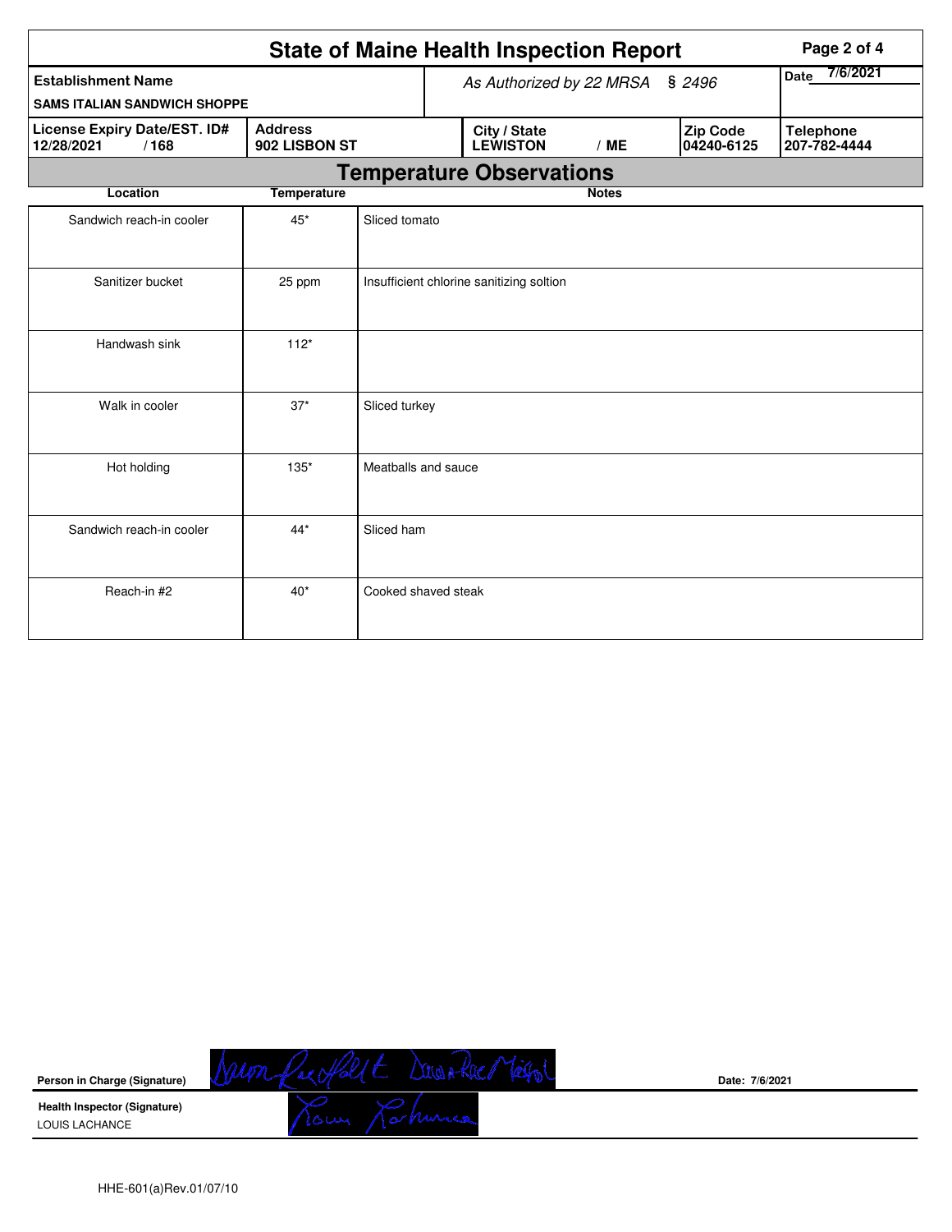# State of Maine Health Inspection Report

| Establishment Name | As Authorized by 22 MRSA § 2496 | | | Date 7/6/2021 |
|---|---|---|---|---|
| SAMS ITALIAN SANDWICH SHOPPE | | | | |
| **License Expiry Date/EST. ID#** 12/28/2021 / 168 | **Address** 902 LISBON ST | **City / State** LEWISTON / ME | **Zip Code** 04240-6125 | **Telephone** 207-782-4444 |

## Temperature Observations

| Location | Temperature | Notes |
|---|---|---|
| Sandwich reach-in cooler | 45* | Sliced tomato |
| Sanitizer bucket | 25 ppm | Insufficient chlorine sanitizing soltion |
| Handwash sink | 112* | |
| Walk in cooler | 37* | Sliced turkey |
| Hot holding | 135* | Meatballs and sauce |
| Sandwich reach-in cooler | 44* | Sliced ham |
| Reach-in #2 | 40* | Cooked shaved steak |

**Person in Charge (Signature)** Date: 7/6/2021

**Health Inspector (Signature)**
LOUIS LACHANCE

HHE-601(a)Rev.01/07/10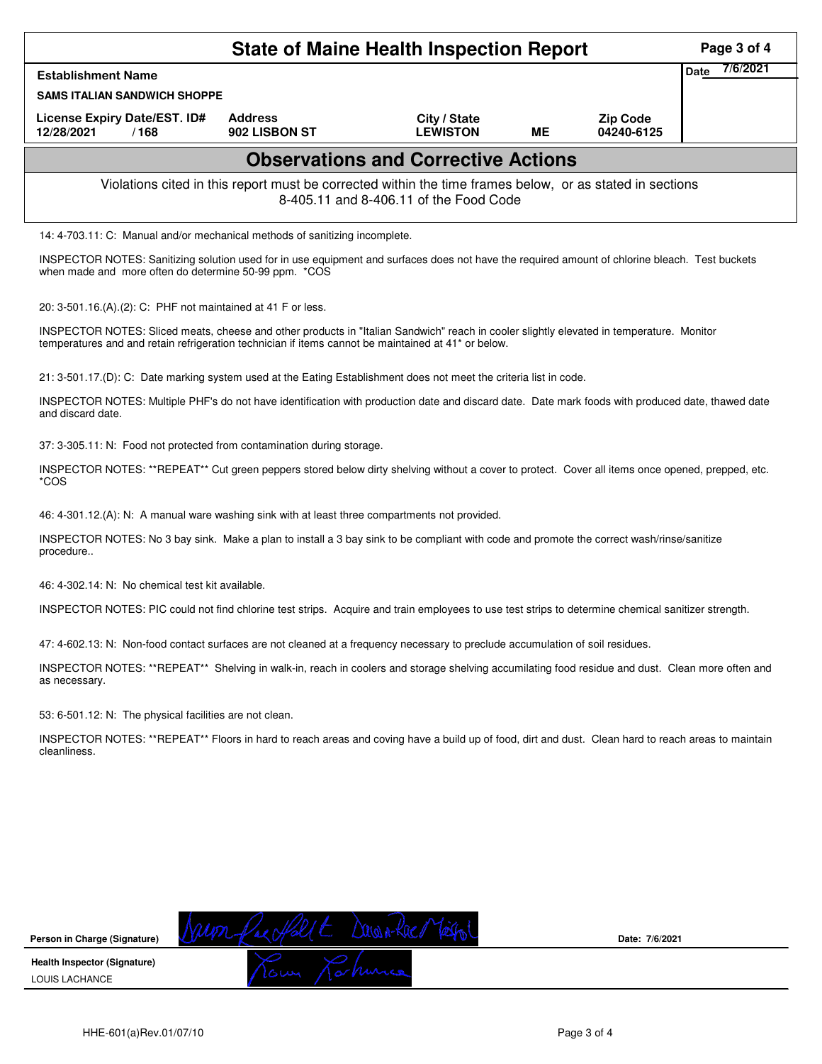# State of Maine Health Inspection Report

| Establishment Name | | | | | Date 7/6/2021 |
|---|---|---|---|---|---|
| SAMS ITALIAN SANDWICH SHOPPE | | | | | |
| License Expiry Date/EST. ID# | Address | City / State | | Zip Code | |
| 12/28/2021 / 168 | 902 LISBON ST | LEWISTON | ME | 04240-6125 | |

## Observations and Corrective Actions

Violations cited in this report must be corrected within the time frames below, or as stated in sections 8-405.11 and 8-406.11 of the Food Code

14: 4-703.11: C: Manual and/or mechanical methods of sanitizing incomplete.

INSPECTOR NOTES: Sanitizing solution used for in use equipment and surfaces does not have the required amount of chlorine bleach. Test buckets when made and more often do determine 50-99 ppm. *COS

20: 3-501.16.(A).(2): C: PHF not maintained at 41 F or less.

INSPECTOR NOTES: Sliced meats, cheese and other products in "Italian Sandwich" reach in cooler slightly elevated in temperature. Monitor temperatures and and retain refrigeration technician if items cannot be maintained at 41* or below.

21: 3-501.17.(D): C: Date marking system used at the Eating Establishment does not meet the criteria list in code.

INSPECTOR NOTES: Multiple PHF's do not have identification with production date and discard date. Date mark foods with produced date, thawed date and discard date.

37: 3-305.11: N: Food not protected from contamination during storage.

INSPECTOR NOTES: **REPEAT** Cut green peppers stored below dirty shelving without a cover to protect. Cover all items once opened, prepped, etc. *COS

46: 4-301.12.(A): N: A manual ware washing sink with at least three compartments not provided.

INSPECTOR NOTES: No 3 bay sink. Make a plan to install a 3 bay sink to be compliant with code and promote the correct wash/rinse/sanitize procedure..

46: 4-302.14: N: No chemical test kit available.

INSPECTOR NOTES: PIC could not find chlorine test strips. Acquire and train employees to use test strips to determine chemical sanitizer strength.

47: 4-602.13: N: Non-food contact surfaces are not cleaned at a frequency necessary to preclude accumulation of soil residues.

INSPECTOR NOTES: **REPEAT** Shelving in walk-in, reach in coolers and storage shelving accumilating food residue and dust. Clean more often and as necessary.

53: 6-501.12: N: The physical facilities are not clean.

INSPECTOR NOTES: **REPEAT** Floors in hard to reach areas and coving have a build up of food, dirt and dust. Clean hard to reach areas to maintain cleanliness.

Person in Charge (Signature) [signature] Date: 7/6/2021

Health Inspector (Signature) [signature]
LOUIS LACHANCE

HHE-601(a)Rev.01/07/10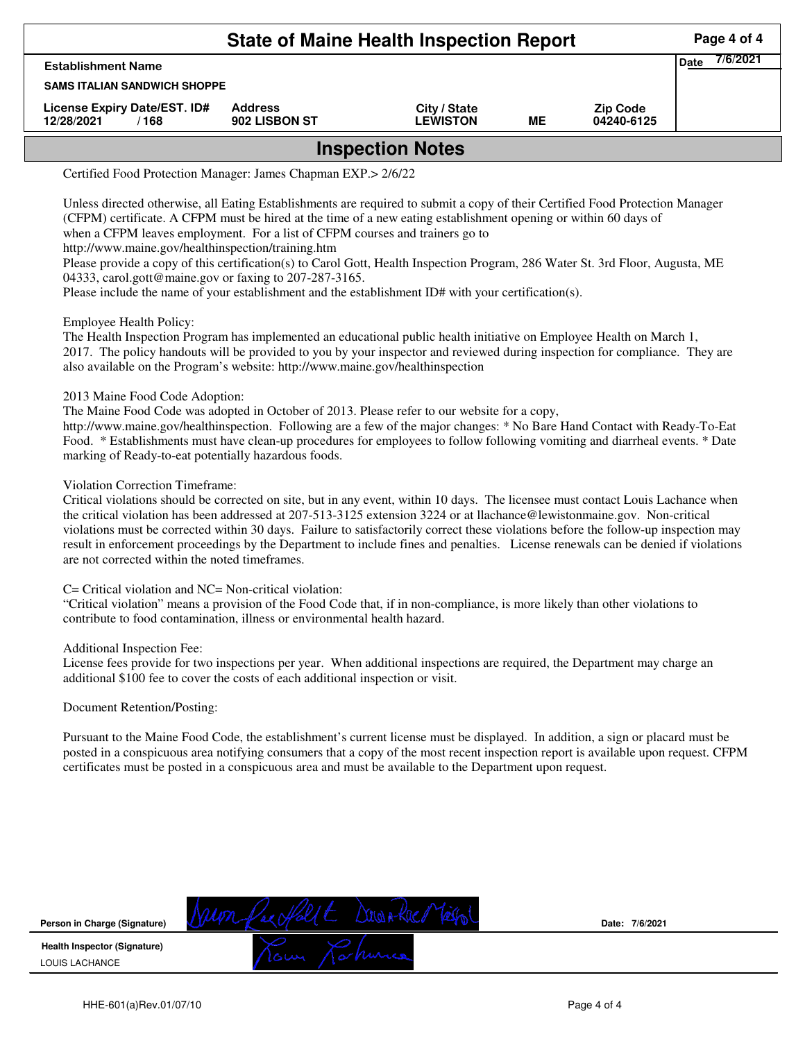# State of Maine Health Inspection Report

| Establishment Name | | | | | Date 7/6/2021 |
|---|---|---|---|---|---|
| SAMS ITALIAN SANDWICH SHOPPE | | | | | |
| License Expiry Date/EST. ID# | Address | City / State | | Zip Code | |
| 12/28/2021 / 168 | 902 LISBON ST | LEWISTON | ME | 04240-6125 | |

## Inspection Notes

Certified Food Protection Manager: James Chapman EXP.> 2/6/22

Unless directed otherwise, all Eating Establishments are required to submit a copy of their Certified Food Protection Manager (CFPM) certificate. A CFPM must be hired at the time of a new eating establishment opening or within 60 days of when a CFPM leaves employment. For a list of CFPM courses and trainers go to http://www.maine.gov/healthinspection/training.htm
Please provide a copy of this certification(s) to Carol Gott, Health Inspection Program, 286 Water St. 3rd Floor, Augusta, ME 04333, carol.gott@maine.gov or faxing to 207-287-3165.
Please include the name of your establishment and the establishment ID# with your certification(s).

Employee Health Policy:
The Health Inspection Program has implemented an educational public health initiative on Employee Health on March 1, 2017. The policy handouts will be provided to you by your inspector and reviewed during inspection for compliance. They are also available on the Program's website: http://www.maine.gov/healthinspection

2013 Maine Food Code Adoption:
The Maine Food Code was adopted in October of 2013. Please refer to our website for a copy, http://www.maine.gov/healthinspection. Following are a few of the major changes: * No Bare Hand Contact with Ready-To-Eat Food. * Establishments must have clean-up procedures for employees to follow following vomiting and diarrheal events. * Date marking of Ready-to-eat potentially hazardous foods.

Violation Correction Timeframe:
Critical violations should be corrected on site, but in any event, within 10 days. The licensee must contact Louis Lachance when the critical violation has been addressed at 207-513-3125 extension 3224 or at llachance@lewistonmaine.gov. Non-critical violations must be corrected within 30 days. Failure to satisfactorily correct these violations before the follow-up inspection may result in enforcement proceedings by the Department to include fines and penalties. License renewals can be denied if violations are not corrected within the noted timeframes.

C= Critical violation and NC= Non-critical violation:
"Critical violation" means a provision of the Food Code that, if in non-compliance, is more likely than other violations to contribute to food contamination, illness or environmental health hazard.

Additional Inspection Fee:
License fees provide for two inspections per year. When additional inspections are required, the Department may charge an additional $100 fee to cover the costs of each additional inspection or visit.

Document Retention/Posting:

Pursuant to the Maine Food Code, the establishment's current license must be displayed. In addition, a sign or placard must be posted in a conspicuous area notifying consumers that a copy of the most recent inspection report is available upon request. CFPM certificates must be posted in a conspicuous area and must be available to the Department upon request.

Person in Charge (Signature) Date: 7/6/2021

Health Inspector (Signature)
LOUIS LACHANCE

HHE-601(a)Rev.01/07/10